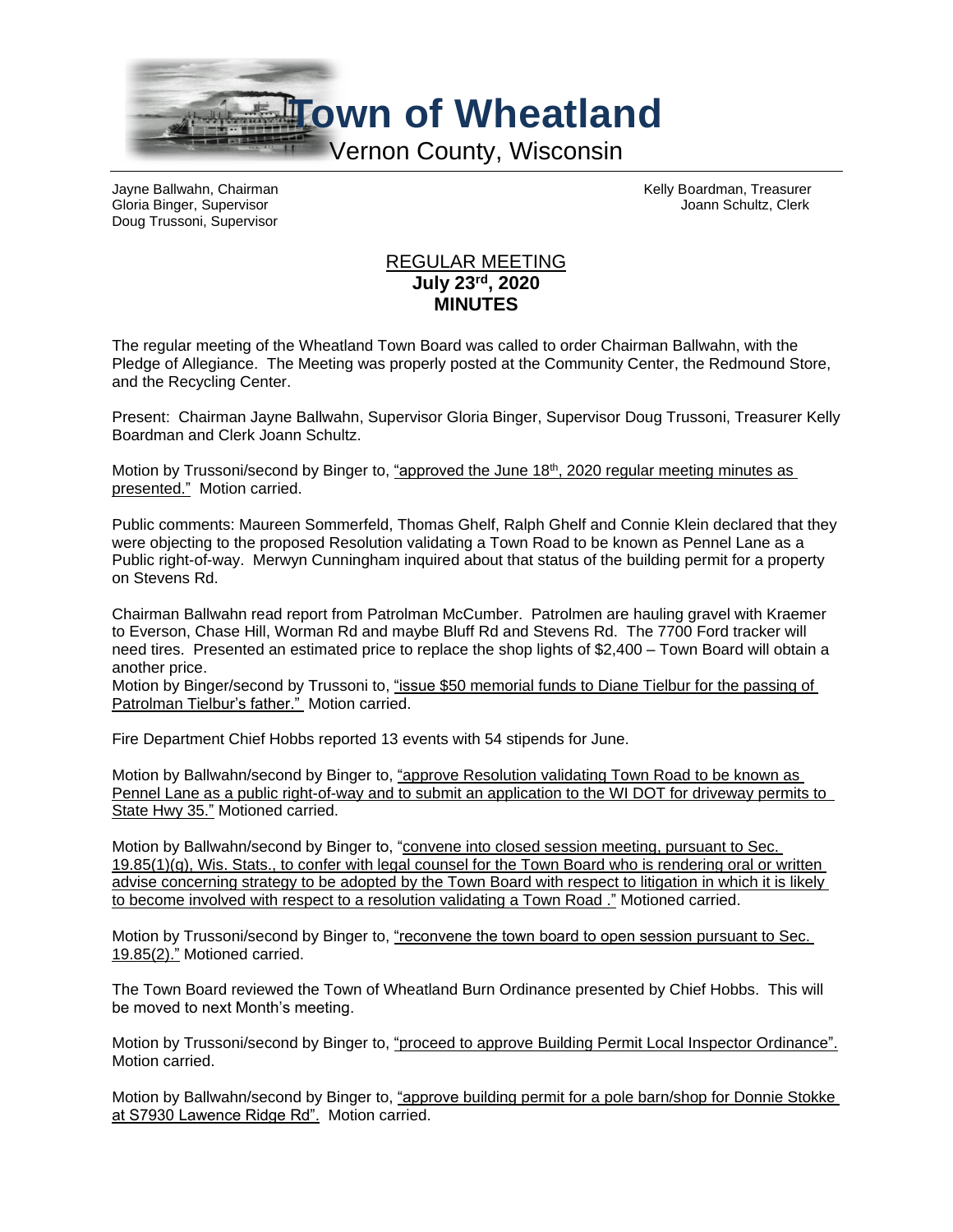# Town of Wheatland

Vernon County, Wisconsin

Jayne Ballwahn, Chairman
Gloria Binger, Supervisor
Doug Trussoni, Supervisor

Kelly Boardman, Treasurer
Joann Schultz, Clerk

## REGULAR MEETING
## July 23rd, 2020
## MINUTES

The regular meeting of the Wheatland Town Board was called to order Chairman Ballwahn, with the Pledge of Allegiance. The Meeting was properly posted at the Community Center, the Redmound Store, and the Recycling Center.

Present: Chairman Jayne Ballwahn, Supervisor Gloria Binger, Supervisor Doug Trussoni, Treasurer Kelly Boardman and Clerk Joann Schultz.

Motion by Trussoni/second by Binger to, "approved the June 18th, 2020 regular meeting minutes as presented." Motion carried.

Public comments: Maureen Sommerfeld, Thomas Ghelf, Ralph Ghelf and Connie Klein declared that they were objecting to the proposed Resolution validating a Town Road to be known as Pennel Lane as a Public right-of-way. Merwyn Cunningham inquired about that status of the building permit for a property on Stevens Rd.

Chairman Ballwahn read report from Patrolman McCumber. Patrolmen are hauling gravel with Kraemer to Everson, Chase Hill, Worman Rd and maybe Bluff Rd and Stevens Rd. The 7700 Ford tracker will need tires. Presented an estimated price to replace the shop lights of $2,400 – Town Board will obtain a another price.

Motion by Binger/second by Trussoni to, "issue $50 memorial funds to Diane Tielbur for the passing of Patrolman Tielbur's father." Motion carried.

Fire Department Chief Hobbs reported 13 events with 54 stipends for June.

Motion by Ballwahn/second by Binger to, "approve Resolution validating Town Road to be known as Pennel Lane as a public right-of-way and to submit an application to the WI DOT for driveway permits to State Hwy 35." Motioned carried.

Motion by Ballwahn/second by Binger to, "convene into closed session meeting, pursuant to Sec. 19.85(1)(g), Wis. Stats., to confer with legal counsel for the Town Board who is rendering oral or written advise concerning strategy to be adopted by the Town Board with respect to litigation in which it is likely to become involved with respect to a resolution validating a Town Road ." Motioned carried.

Motion by Trussoni/second by Binger to, "reconvene the town board to open session pursuant to Sec. 19.85(2)." Motioned carried.

The Town Board reviewed the Town of Wheatland Burn Ordinance presented by Chief Hobbs. This will be moved to next Month's meeting.

Motion by Trussoni/second by Binger to, "proceed to approve Building Permit Local Inspector Ordinance". Motion carried.

Motion by Ballwahn/second by Binger to, "approve building permit for a pole barn/shop for Donnie Stokke at S7930 Lawence Ridge Rd". Motion carried.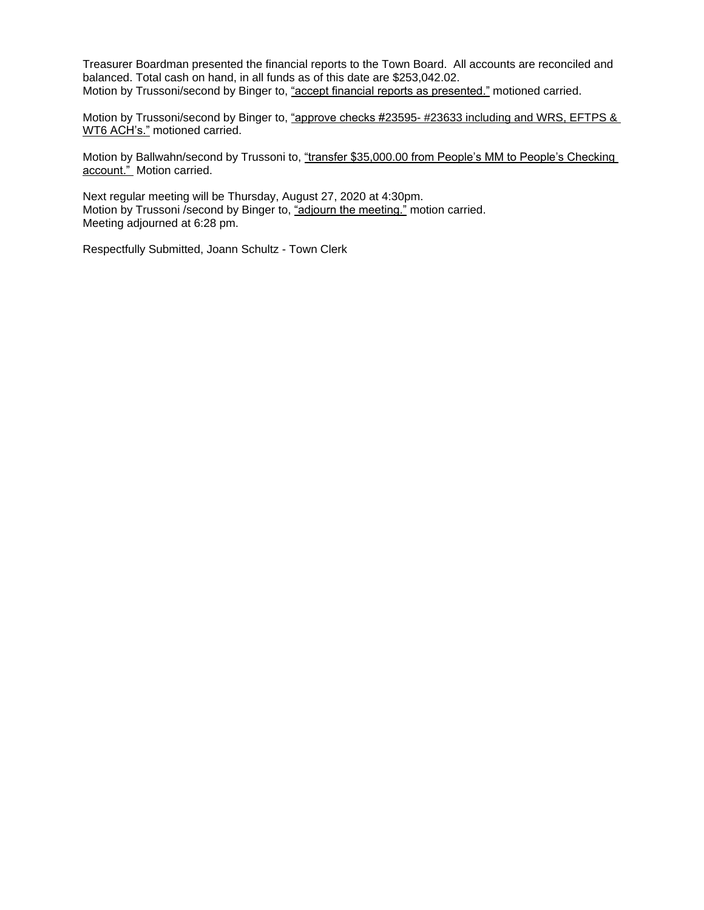Treasurer Boardman presented the financial reports to the Town Board. All accounts are reconciled and balanced. Total cash on hand, in all funds as of this date are $253,042.02.
Motion by Trussoni/second by Binger to, "accept financial reports as presented." motioned carried.

Motion by Trussoni/second by Binger to, "approve checks #23595- #23633 including and WRS, EFTPS & WT6 ACH's." motioned carried.

Motion by Ballwahn/second by Trussoni to, "transfer $35,000.00 from People's MM to People's Checking account." Motion carried.

Next regular meeting will be Thursday, August 27, 2020 at 4:30pm.
Motion by Trussoni /second by Binger to, "adjourn the meeting." motion carried.
Meeting adjourned at 6:28 pm.

Respectfully Submitted, Joann Schultz - Town Clerk